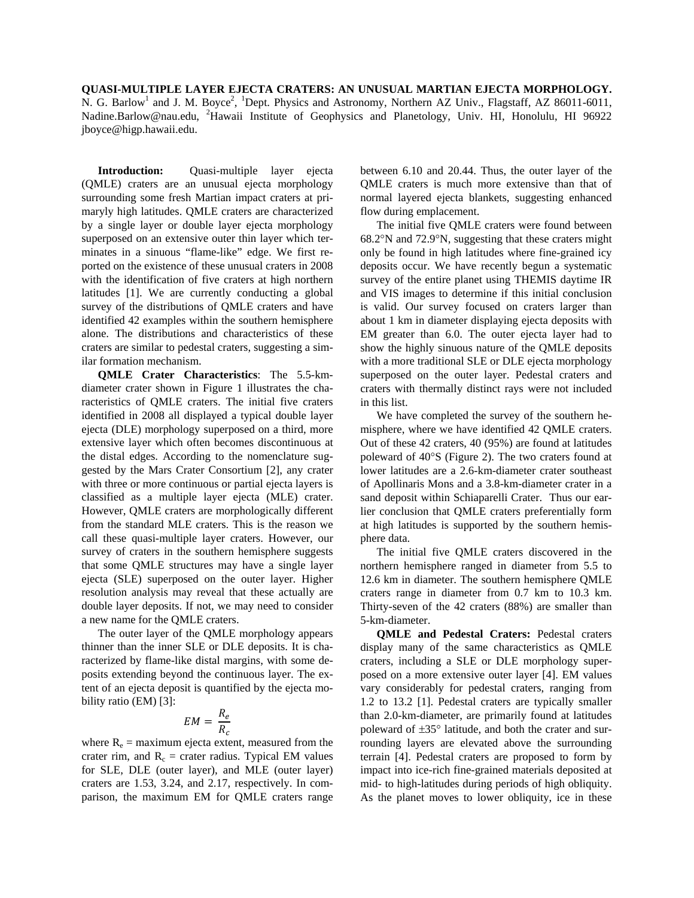**QUASI-MULTIPLE LAYER EJECTA CRATERS: AN UNUSUAL MARTIAN EJECTA MORPHOLOGY.** N. G. Barlow[1] and J. M. Boyce[2], [1]Dept. Physics and Astronomy, Northern AZ Univ., Flagstaff, AZ 86011-6011, Nadine.Barlow@nau.edu, [2]Hawaii Institute of Geophysics and Planetology, Univ. HI, Honolulu, HI 96922 jboyce@higp.hawaii.edu.

**Introduction:** Quasi-multiple layer ejecta (QMLE) craters are an unusual ejecta morphology surrounding some fresh Martian impact craters at primaryly high latitudes. QMLE craters are characterized by a single layer or double layer ejecta morphology superposed on an extensive outer thin layer which terminates in a sinuous "flame-like" edge. We first reported on the existence of these unusual craters in 2008 with the identification of five craters at high northern latitudes [1]. We are currently conducting a global survey of the distributions of QMLE craters and have identified 42 examples within the southern hemisphere alone. The distributions and characteristics of these craters are similar to pedestal craters, suggesting a similar formation mechanism.

**QMLE Crater Characteristics**: The 5.5-km-diameter crater shown in Figure 1 illustrates the characteristics of QMLE craters. The initial five craters identified in 2008 all displayed a typical double layer ejecta (DLE) morphology superposed on a third, more extensive layer which often becomes discontinuous at the distal edges. According to the nomenclature suggested by the Mars Crater Consortium [2], any crater with three or more continuous or partial ejecta layers is classified as a multiple layer ejecta (MLE) crater. However, QMLE craters are morphologically different from the standard MLE craters. This is the reason we call these quasi-multiple layer craters. However, our survey of craters in the southern hemisphere suggests that some QMLE structures may have a single layer ejecta (SLE) superposed on the outer layer. Higher resolution analysis may reveal that these actually are double layer deposits. If not, we may need to consider a new name for the QMLE craters.

The outer layer of the QMLE morphology appears thinner than the inner SLE or DLE deposits. It is characterized by flame-like distal margins, with some deposits extending beyond the continuous layer. The extent of an ejecta deposit is quantified by the ejecta mobility ratio (EM) [3]:

$$EM = \frac{R_e}{R_c}$$

where $R_e$ = maximum ejecta extent, measured from the crater rim, and $R_c$ = crater radius. Typical EM values for SLE, DLE (outer layer), and MLE (outer layer) craters are 1.53, 3.24, and 2.17, respectively. In comparison, the maximum EM for QMLE craters range between 6.10 and 20.44. Thus, the outer layer of the QMLE craters is much more extensive than that of normal layered ejecta blankets, suggesting enhanced flow during emplacement.

The initial five QMLE craters were found between 68.2°N and 72.9°N, suggesting that these craters might only be found in high latitudes where fine-grained icy deposits occur. We have recently begun a systematic survey of the entire planet using THEMIS daytime IR and VIS images to determine if this initial conclusion is valid. Our survey focused on craters larger than about 1 km in diameter displaying ejecta deposits with EM greater than 6.0. The outer ejecta layer had to show the highly sinuous nature of the QMLE deposits with a more traditional SLE or DLE ejecta morphology superposed on the outer layer. Pedestal craters and craters with thermally distinct rays were not included in this list.

We have completed the survey of the southern hemisphere, where we have identified 42 QMLE craters. Out of these 42 craters, 40 (95%) are found at latitudes poleward of 40°S (Figure 2). The two craters found at lower latitudes are a 2.6-km-diameter crater southeast of Apollinaris Mons and a 3.8-km-diameter crater in a sand deposit within Schiaparelli Crater. Thus our earlier conclusion that QMLE craters preferentially form at high latitudes is supported by the southern hemisphere data.

The initial five QMLE craters discovered in the northern hemisphere ranged in diameter from 5.5 to 12.6 km in diameter. The southern hemisphere QMLE craters range in diameter from 0.7 km to 10.3 km. Thirty-seven of the 42 craters (88%) are smaller than 5-km-diameter.

**QMLE and Pedestal Craters:** Pedestal craters display many of the same characteristics as QMLE craters, including a SLE or DLE morphology superposed on a more extensive outer layer [4]. EM values vary considerably for pedestal craters, ranging from 1.2 to 13.2 [1]. Pedestal craters are typically smaller than 2.0-km-diameter, are primarily found at latitudes poleward of ±35° latitude, and both the crater and surrounding layers are elevated above the surrounding terrain [4]. Pedestal craters are proposed to form by impact into ice-rich fine-grained materials deposited at mid- to high-latitudes during periods of high obliquity. As the planet moves to lower obliquity, ice in these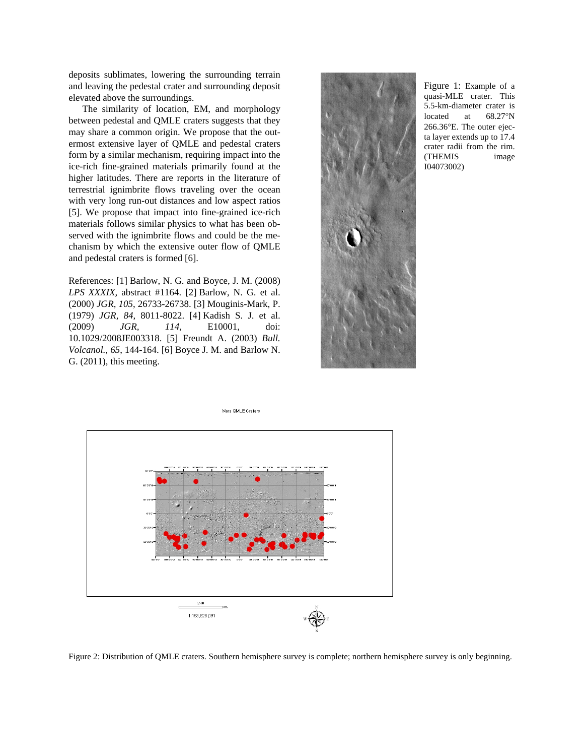deposits sublimates, lowering the surrounding terrain and leaving the pedestal crater and surrounding deposit elevated above the surroundings.

The similarity of location, EM, and morphology between pedestal and QMLE craters suggests that they may share a common origin. We propose that the outermost extensive layer of QMLE and pedestal craters form by a similar mechanism, requiring impact into the ice-rich fine-grained materials primarily found at the higher latitudes. There are reports in the literature of terrestrial ignimbrite flows traveling over the ocean with very long run-out distances and low aspect ratios [5]. We propose that impact into fine-grained ice-rich materials follows similar physics to what has been observed with the ignimbrite flows and could be the mechanism by which the extensive outer flow of QMLE and pedestal craters is formed [6].

References: [1] Barlow, N. G. and Boyce, J. M. (2008) *LPS XXXIX,* abstract #1164. [2] Barlow, N. G. et al. (2000) *JGR, 105,* 26733-26738. [3] Mouginis-Mark, P. (1979) *JGR, 84,* 8011-8022. [4] Kadish S. J. et al. (2009) *JGR, 114,* E10001, doi: 10.1029/2008JE003318. [5] Freundt A. (2003) *Bull. Volcanol., 65,* 144-164. [6] Boyce J. M. and Barlow N. G. (2011), this meeting.

Figure 1: Example of a quasi-MLE crater. This 5.5-km-diameter crater is located at 68.27°N 266.36°E. The outer ejecta layer extends up to 17.4 crater radii from the rim. (THEMIS image I04073002)

Mars QMLE Craters

5,600 km

1:153,828,091

Figure 2: Distribution of QMLE craters. Southern hemisphere survey is complete; northern hemisphere survey is only beginning.